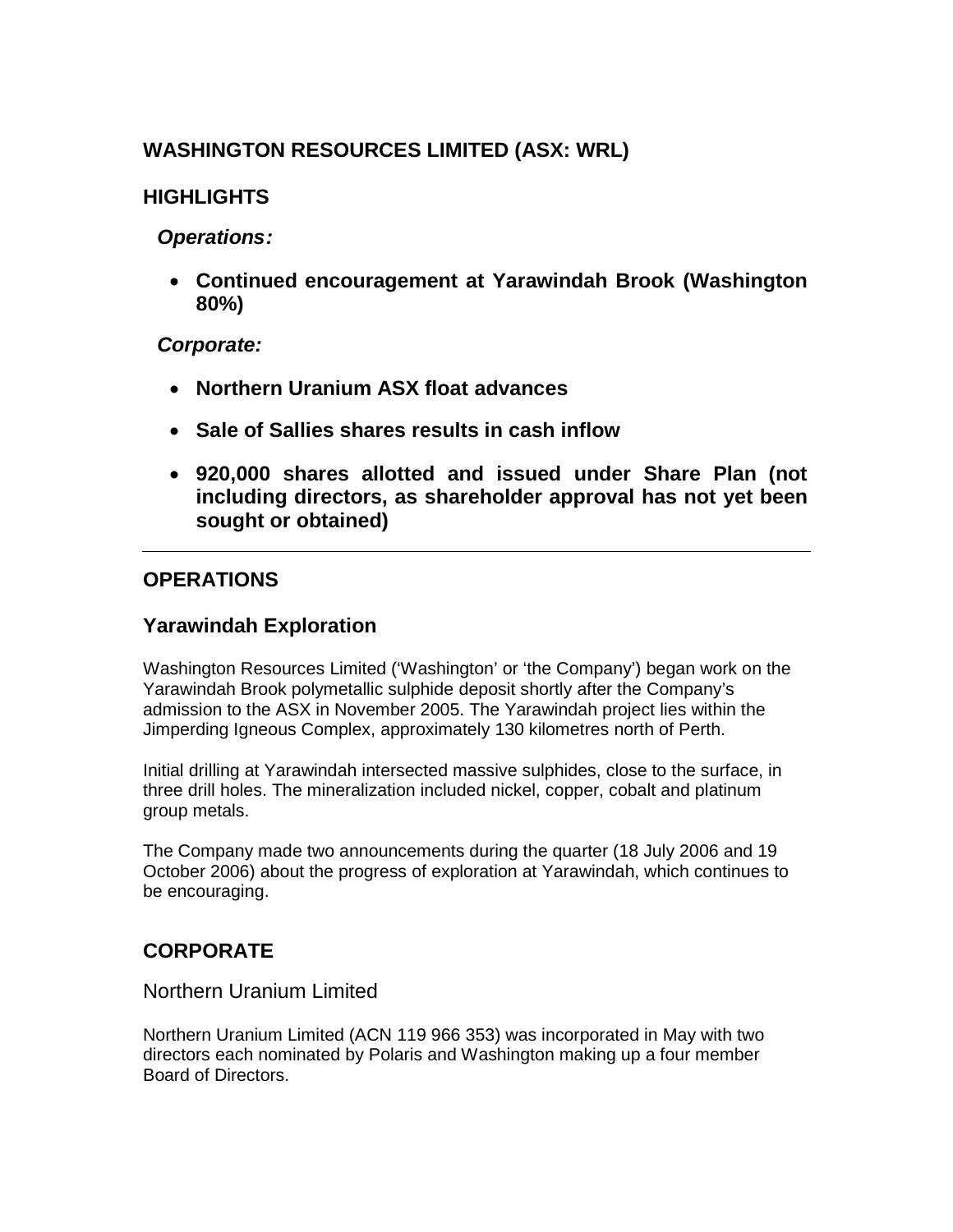# WASHINGTON RESOURCES LIMITED (ASX: WRL)

## HIGHLIGHTS

***Operations:***

- **Continued encouragement at Yarawindah Brook (Washington 80%)**

***Corporate:***

- **Northern Uranium ASX float advances**
- **Sale of Sallies shares results in cash inflow**
- **920,000 shares allotted and issued under Share Plan (not including directors, as shareholder approval has not yet been sought or obtained)**

---

## OPERATIONS

### Yarawindah Exploration

Washington Resources Limited ('Washington' or 'the Company') began work on the Yarawindah Brook polymetallic sulphide deposit shortly after the Company's admission to the ASX in November 2005. The Yarawindah project lies within the Jimperding Igneous Complex, approximately 130 kilometres north of Perth.

Initial drilling at Yarawindah intersected massive sulphides, close to the surface, in three drill holes. The mineralization included nickel, copper, cobalt and platinum group metals.

The Company made two announcements during the quarter (18 July 2006 and 19 October 2006) about the progress of exploration at Yarawindah, which continues to be encouraging.

## CORPORATE

### Northern Uranium Limited

Northern Uranium Limited (ACN 119 966 353) was incorporated in May with two directors each nominated by Polaris and Washington making up a four member Board of Directors.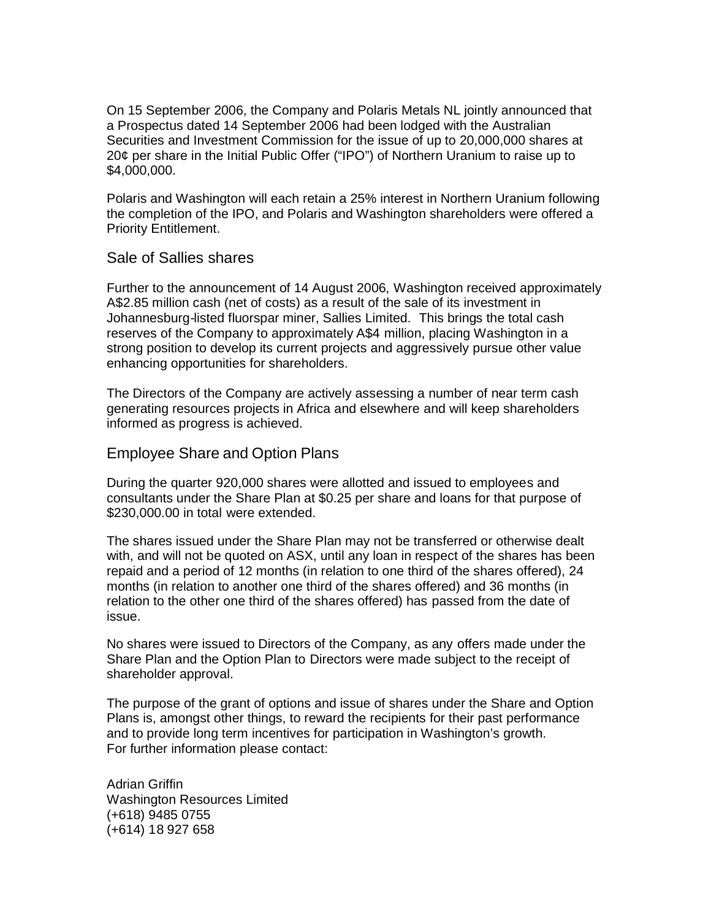On 15 September 2006, the Company and Polaris Metals NL jointly announced that a Prospectus dated 14 September 2006 had been lodged with the Australian Securities and Investment Commission for the issue of up to 20,000,000 shares at 20¢ per share in the Initial Public Offer ("IPO") of Northern Uranium to raise up to $4,000,000.

Polaris and Washington will each retain a 25% interest in Northern Uranium following the completion of the IPO, and Polaris and Washington shareholders were offered a Priority Entitlement.

## Sale of Sallies shares

Further to the announcement of 14 August 2006, Washington received approximately A$2.85 million cash (net of costs) as a result of the sale of its investment in Johannesburg-listed fluorspar miner, Sallies Limited. This brings the total cash reserves of the Company to approximately A$4 million, placing Washington in a strong position to develop its current projects and aggressively pursue other value enhancing opportunities for shareholders.

The Directors of the Company are actively assessing a number of near term cash generating resources projects in Africa and elsewhere and will keep shareholders informed as progress is achieved.

## Employee Share and Option Plans

During the quarter 920,000 shares were allotted and issued to employees and consultants under the Share Plan at $0.25 per share and loans for that purpose of $230,000.00 in total were extended.

The shares issued under the Share Plan may not be transferred or otherwise dealt with, and will not be quoted on ASX, until any loan in respect of the shares has been repaid and a period of 12 months (in relation to one third of the shares offered), 24 months (in relation to another one third of the shares offered) and 36 months (in relation to the other one third of the shares offered) has passed from the date of issue.

No shares were issued to Directors of the Company, as any offers made under the Share Plan and the Option Plan to Directors were made subject to the receipt of shareholder approval.

The purpose of the grant of options and issue of shares under the Share and Option Plans is, amongst other things, to reward the recipients for their past performance and to provide long term incentives for participation in Washington's growth.
For further information please contact:

Adrian Griffin
Washington Resources Limited
(+618) 9485 0755
(+614) 18 927 658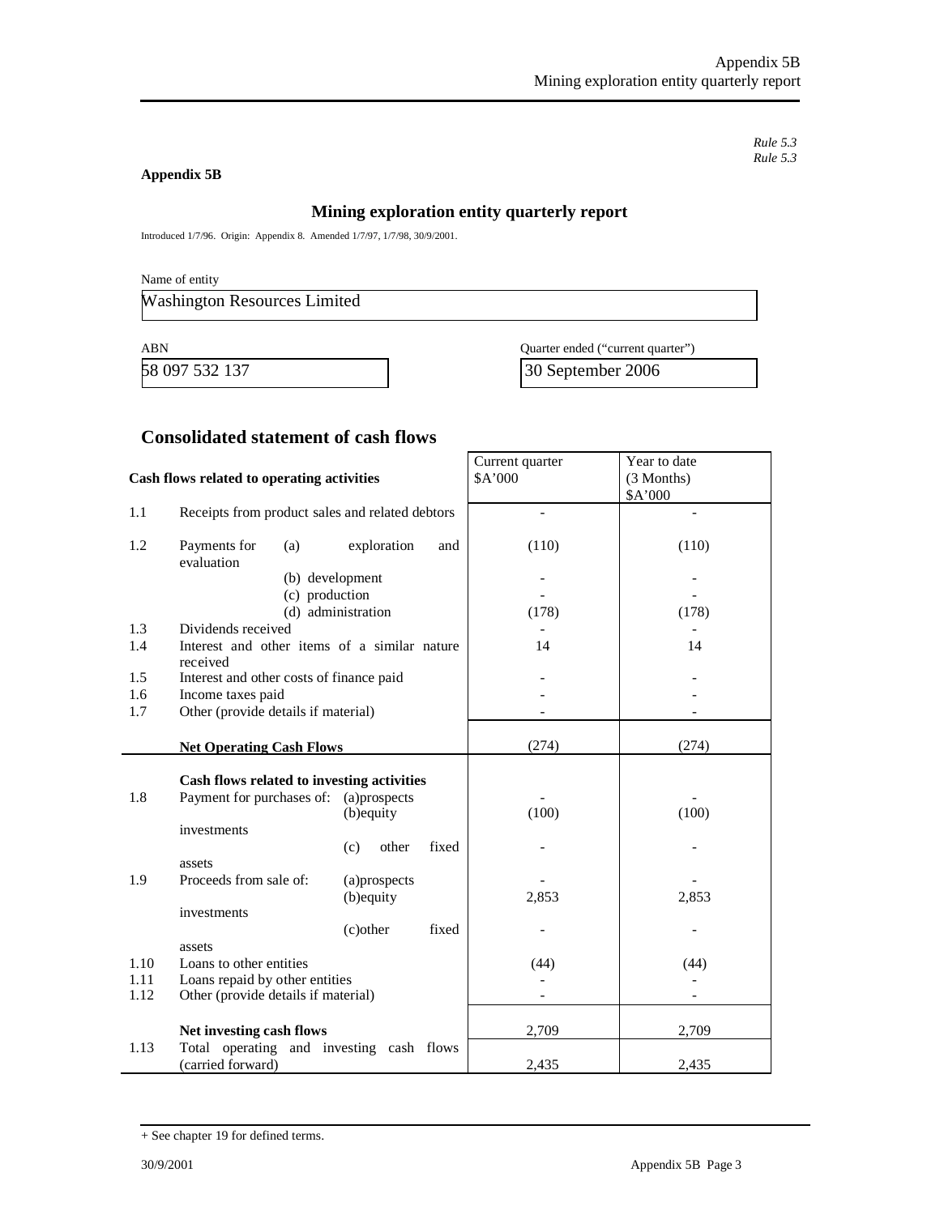*Rule 5.3*

**Appendix 5B**

## Mining exploration entity quarterly report

Introduced 1/7/96. Origin: Appendix 8. Amended 1/7/97, 1/7/98, 30/9/2001.

Name of entity

| Washington Resources Limited |
|---|

| ABN | Quarter ended ("current quarter") |
|---|---|
| 58 097 532 137 | 30 September 2006 |

## Consolidated statement of cash flows

| | Cash flows related to operating activities | Current quarter \$A'000 | Year to date (3 Months) \$A'000 |
|---|---|---|---|
| 1.1 | Receipts from product sales and related debtors | - | - |
| 1.2 | Payments for (a) exploration and evaluation | (110) | (110) |
| | (b) development | - | - |
| | (c) production | - | - |
| | (d) administration | (178) | (178) |
| 1.3 | Dividends received | - | - |
| 1.4 | Interest and other items of a similar nature received | 14 | 14 |
| 1.5 | Interest and other costs of finance paid | - | - |
| 1.6 | Income taxes paid | - | - |
| 1.7 | Other (provide details if material) | - | - |
| | **Net Operating Cash Flows** | (274) | (274) |
| | **Cash flows related to investing activities** | | |
| 1.8 | Payment for purchases of: (a)prospects | - | - |
| | (b)equity investments | (100) | (100) |
| | (c) other fixed assets | - | - |
| 1.9 | Proceeds from sale of: (a)prospects | - | - |
| | (b)equity investments | 2,853 | 2,853 |
| | (c)other fixed assets | - | - |
| 1.10 | Loans to other entities | (44) | (44) |
| 1.11 | Loans repaid by other entities | - | - |
| 1.12 | Other (provide details if material) | - | - |
| | **Net investing cash flows** | 2,709 | 2,709 |
| 1.13 | Total operating and investing cash flows (carried forward) | 2,435 | 2,435 |

+ See chapter 19 for defined terms.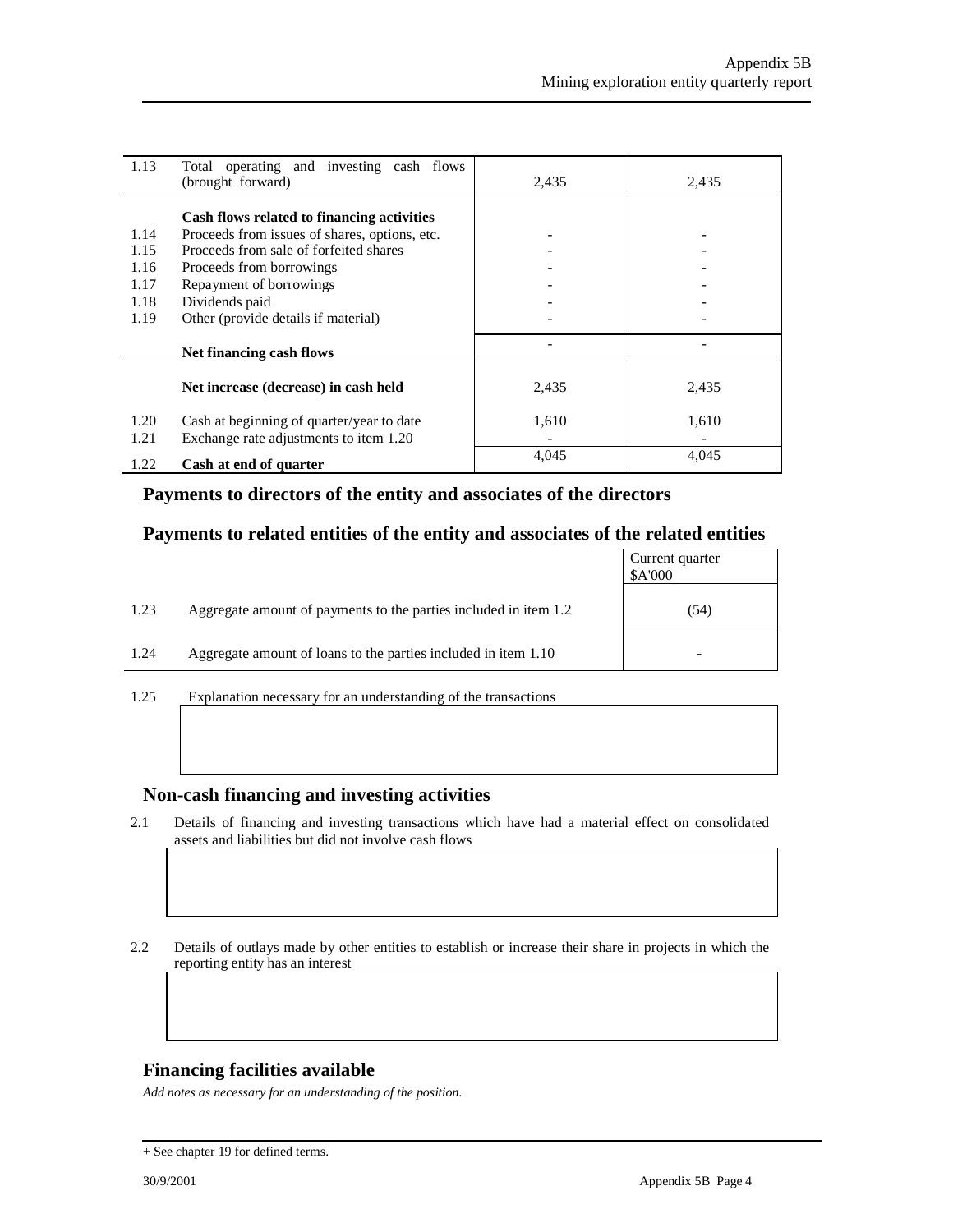| | | | |
|---|---|---|---|
| 1.13 | Total operating and investing cash flows (brought forward) | 2,435 | 2,435 |
| | **Cash flows related to financing activities** | | |
| 1.14 | Proceeds from issues of shares, options, etc. | - | - |
| 1.15 | Proceeds from sale of forfeited shares | - | - |
| 1.16 | Proceeds from borrowings | - | - |
| 1.17 | Repayment of borrowings | - | - |
| 1.18 | Dividends paid | - | - |
| 1.19 | Other (provide details if material) | - | - |
| | **Net financing cash flows** | - | - |
| | **Net increase (decrease) in cash held** | 2,435 | 2,435 |
| 1.20 | Cash at beginning of quarter/year to date | 1,610 | 1,610 |
| 1.21 | Exchange rate adjustments to item 1.20 | - | - |
| 1.22 | **Cash at end of quarter** | 4,045 | 4,045 |

## Payments to directors of the entity and associates of the directors

## Payments to related entities of the entity and associates of the related entities

| | | Current quarter $A'000 |
|---|---|---|
| 1.23 | Aggregate amount of payments to the parties included in item 1.2 | (54) |
| 1.24 | Aggregate amount of loans to the parties included in item 1.10 | - |

1.25 Explanation necessary for an understanding of the transactions

## Non-cash financing and investing activities

2.1 Details of financing and investing transactions which have had a material effect on consolidated assets and liabilities but did not involve cash flows

2.2 Details of outlays made by other entities to establish or increase their share in projects in which the reporting entity has an interest

## Financing facilities available

*Add notes as necessary for an understanding of the position.*

+ See chapter 19 for defined terms.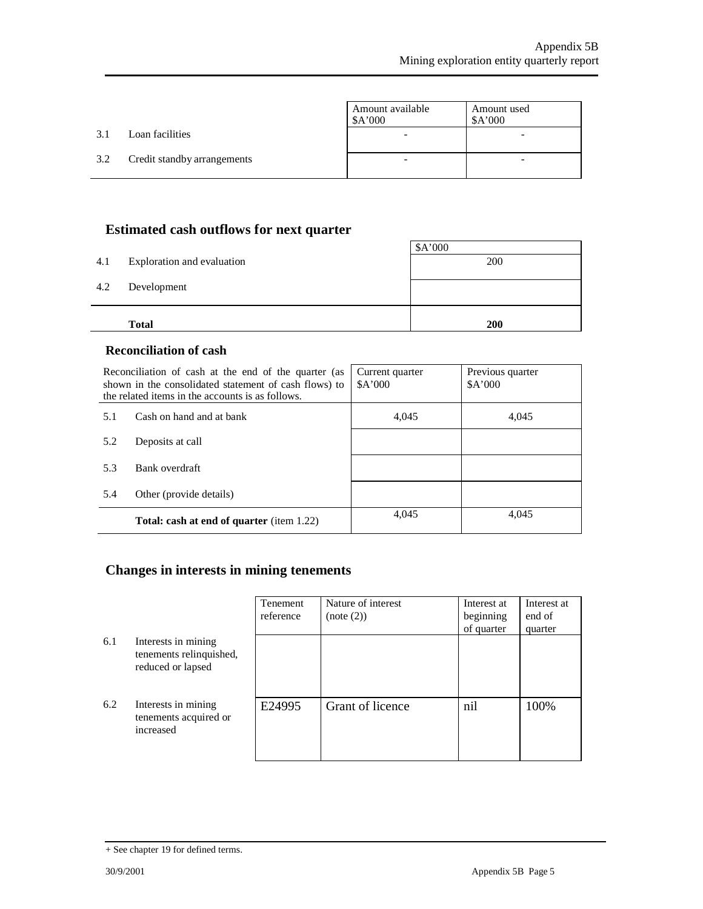| | | Amount available $A'000 | Amount used $A'000 |
|---|---|---|---|
| 3.1 | Loan facilities | - | - |
| 3.2 | Credit standby arrangements | - | - |

## Estimated cash outflows for next quarter

| | | $A'000 |
|---|---|---|
| 4.1 | Exploration and evaluation | 200 |
| 4.2 | Development | |
| | **Total** | **200** |

## Reconciliation of cash

| Reconciliation of cash at the end of the quarter (as shown in the consolidated statement of cash flows) to the related items in the accounts is as follows. | | Current quarter $A'000 | Previous quarter $A'000 |
|---|---|---|---|
| 5.1 | Cash on hand and at bank | 4,045 | 4,045 |
| 5.2 | Deposits at call | | |
| 5.3 | Bank overdraft | | |
| 5.4 | Other (provide details) | | |
| | **Total: cash at end of quarter** (item 1.22) | 4,045 | 4,045 |

## Changes in interests in mining tenements

| | | Tenement reference | Nature of interest (note (2)) | Interest at beginning of quarter | Interest at end of quarter |
|---|---|---|---|---|---|
| 6.1 | Interests in mining tenements relinquished, reduced or lapsed | | | | |
| 6.2 | Interests in mining tenements acquired or increased | E24995 | Grant of licence | nil | 100% |

+ See chapter 19 for defined terms.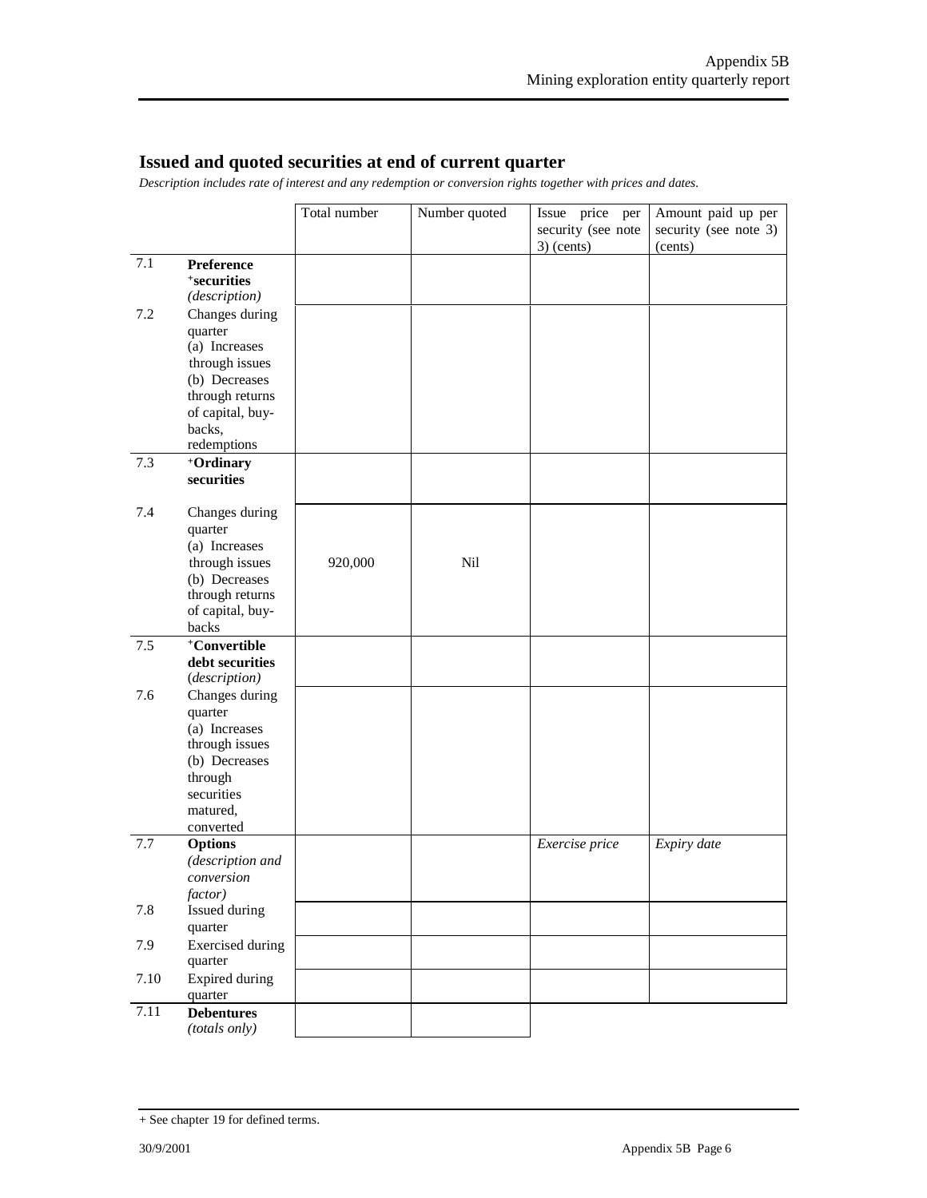## Issued and quoted securities at end of current quarter

*Description includes rate of interest and any redemption or conversion rights together with prices and dates.*

| | | Total number | Number quoted | Issue price per security (see note 3) (cents) | Amount paid up per security (see note 3) (cents) |
|---|---|---|---|---|---|
| 7.1 | **Preference +securities** *(description)* | | | | |
| 7.2 | Changes during quarter (a) Increases through issues (b) Decreases through returns of capital, buy-backs, redemptions | | | | |
| 7.3 | **+Ordinary securities** | | | | |
| 7.4 | Changes during quarter (a) Increases through issues (b) Decreases through returns of capital, buy-backs | 920,000 | Nil | | |
| 7.5 | **+Convertible debt securities** *(description)* | | | | |
| 7.6 | Changes during quarter (a) Increases through issues (b) Decreases through securities matured, converted | | | | |
| 7.7 | **Options** *(description and conversion factor)* | | | *Exercise price* | *Expiry date* |
| 7.8 | Issued during quarter | | | | |
| 7.9 | Exercised during quarter | | | | |
| 7.10 | Expired during quarter | | | | |
| 7.11 | **Debentures** *(totals only)* | | | | |

+ See chapter 19 for defined terms.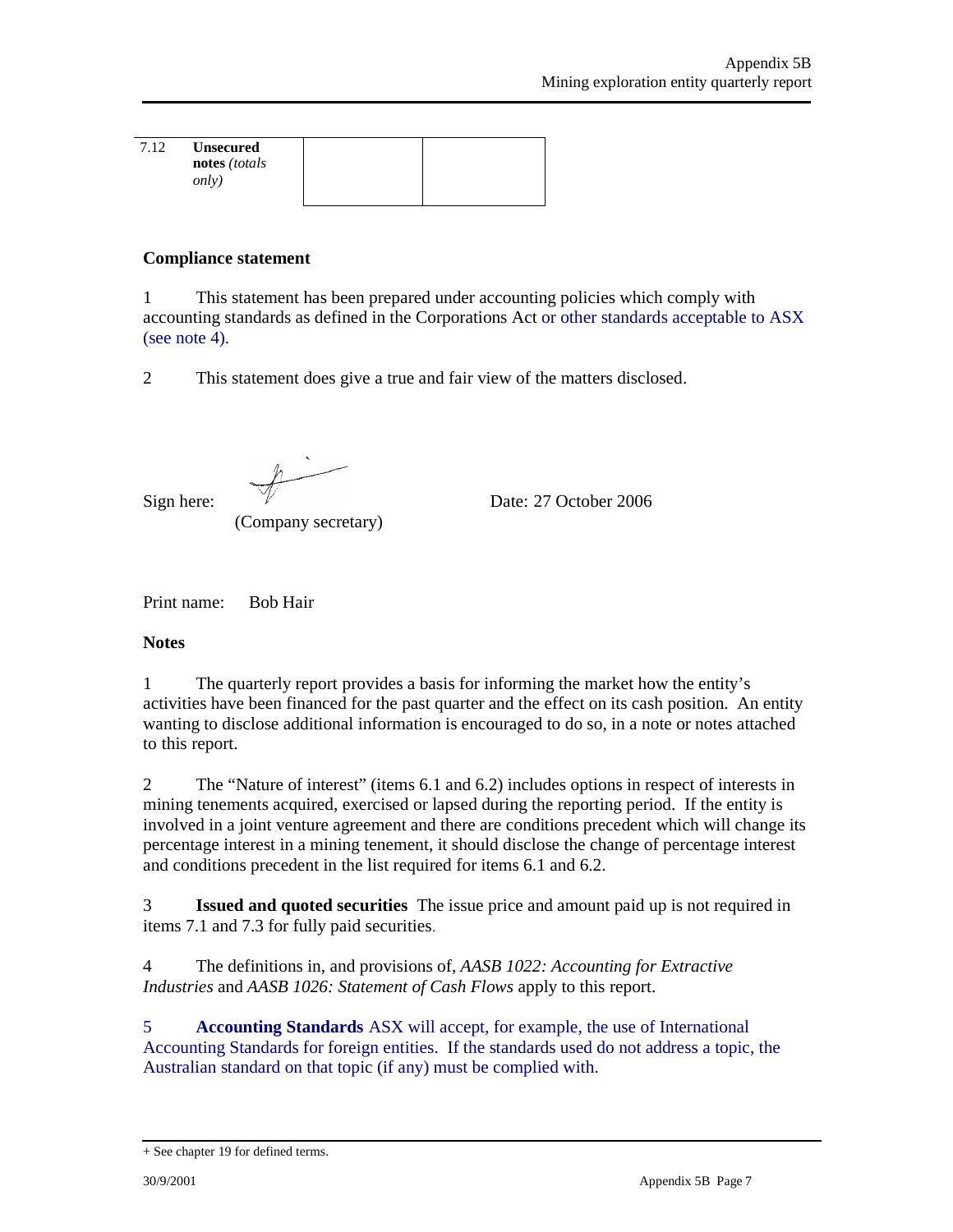| | | | |
|---|---|---|---|
| 7.12 | **Unsecured notes** *(totals only)* | | |

**Compliance statement**

1 This statement has been prepared under accounting policies which comply with accounting standards as defined in the Corporations Act or other standards acceptable to ASX (see note 4).

2 This statement does give a true and fair view of the matters disclosed.

Sign here: (Company secretary) Date: 27 October 2006

Print name: Bob Hair

**Notes**

1 The quarterly report provides a basis for informing the market how the entity's activities have been financed for the past quarter and the effect on its cash position. An entity wanting to disclose additional information is encouraged to do so, in a note or notes attached to this report.

2 The "Nature of interest" (items 6.1 and 6.2) includes options in respect of interests in mining tenements acquired, exercised or lapsed during the reporting period. If the entity is involved in a joint venture agreement and there are conditions precedent which will change its percentage interest in a mining tenement, it should disclose the change of percentage interest and conditions precedent in the list required for items 6.1 and 6.2.

3 **Issued and quoted securities** The issue price and amount paid up is not required in items 7.1 and 7.3 for fully paid securities.

4 The definitions in, and provisions of, *AASB 1022: Accounting for Extractive Industries* and *AASB 1026: Statement of Cash Flows* apply to this report.

5 **Accounting Standards** ASX will accept, for example, the use of International Accounting Standards for foreign entities. If the standards used do not address a topic, the Australian standard on that topic (if any) must be complied with.

+ See chapter 19 for defined terms.